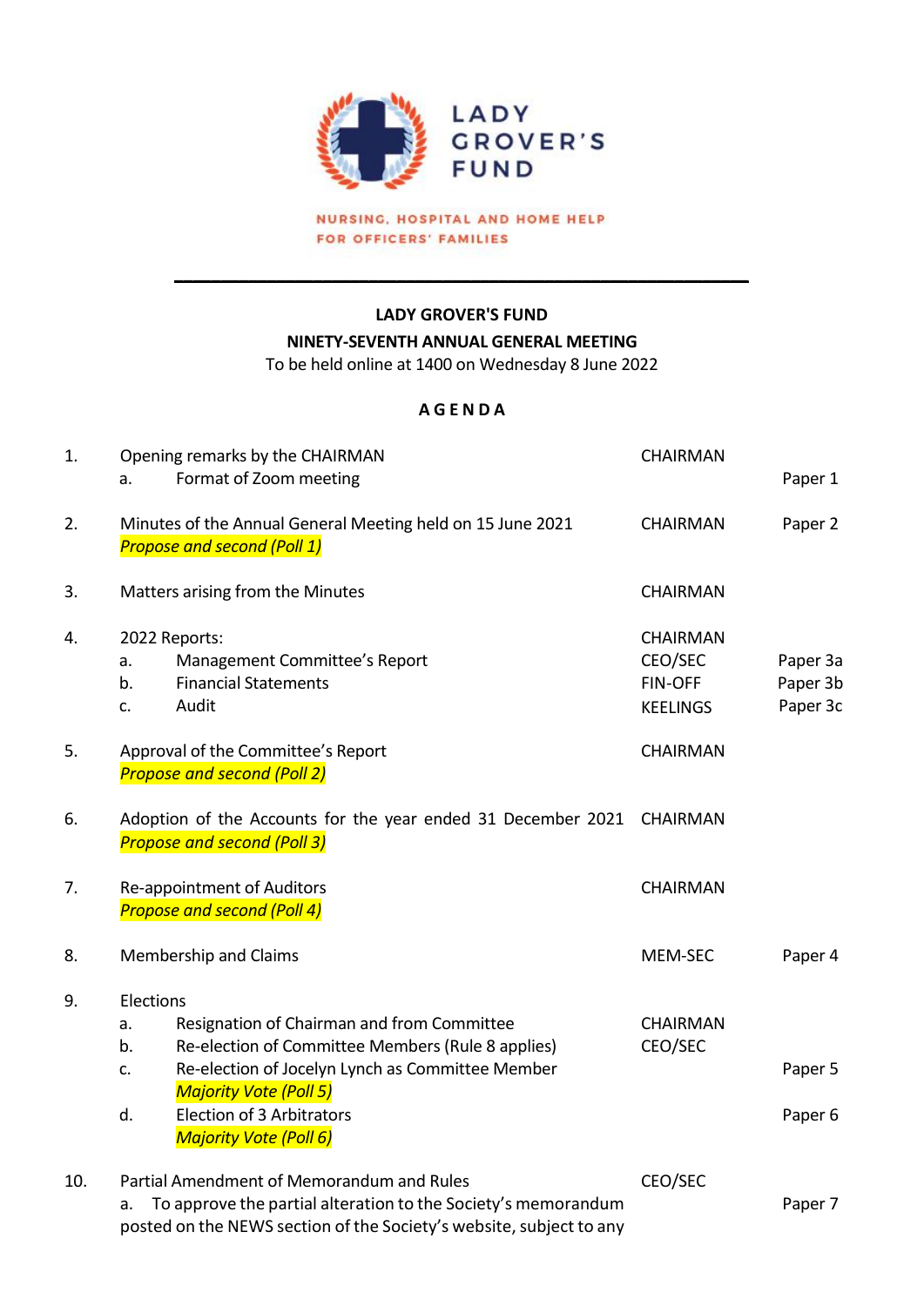LADY GROVER'S FUND

NURSING, HOSPITAL AND HOME HELP FOR OFFICERS' FAMILIES

---

**LADY GROVER'S FUND**

**NINETY-SEVENTH ANNUAL GENERAL MEETING**

To be held online at 1400 on Wednesday 8 June 2022

**A G E N D A**

| | | | |
|---|---|---|---|
| 1. | Opening remarks by the CHAIRMAN | CHAIRMAN | |
| | a. Format of Zoom meeting | | Paper 1 |
| 2. | Minutes of the Annual General Meeting held on 15 June 2021<br>*Propose and second (Poll 1)* | CHAIRMAN | Paper 2 |
| 3. | Matters arising from the Minutes | CHAIRMAN | |
| 4. | 2022 Reports: | CHAIRMAN | |
| | a. Management Committee's Report | CEO/SEC | Paper 3a |
| | b. Financial Statements | FIN-OFF | Paper 3b |
| | c. Audit | KEELINGS | Paper 3c |
| 5. | Approval of the Committee's Report<br>*Propose and second (Poll 2)* | CHAIRMAN | |
| 6. | Adoption of the Accounts for the year ended 31 December 2021<br>*Propose and second (Poll 3)* | CHAIRMAN | |
| 7. | Re-appointment of Auditors<br>*Propose and second (Poll 4)* | CHAIRMAN | |
| 8. | Membership and Claims | MEM-SEC | Paper 4 |
| 9. | Elections | | |
| | a. Resignation of Chairman and from Committee | CHAIRMAN | |
| | b. Re-election of Committee Members (Rule 8 applies) | CEO/SEC | |
| | c. Re-election of Jocelyn Lynch as Committee Member<br>*Majority Vote (Poll 5)* | | Paper 5 |
| | d. Election of 3 Arbitrators<br>*Majority Vote (Poll 6)* | | Paper 6 |
| 10. | Partial Amendment of Memorandum and Rules | CEO/SEC | |
| | a. To approve the partial alteration to the Society's memorandum posted on the NEWS section of the Society's website, subject to any | | Paper 7 |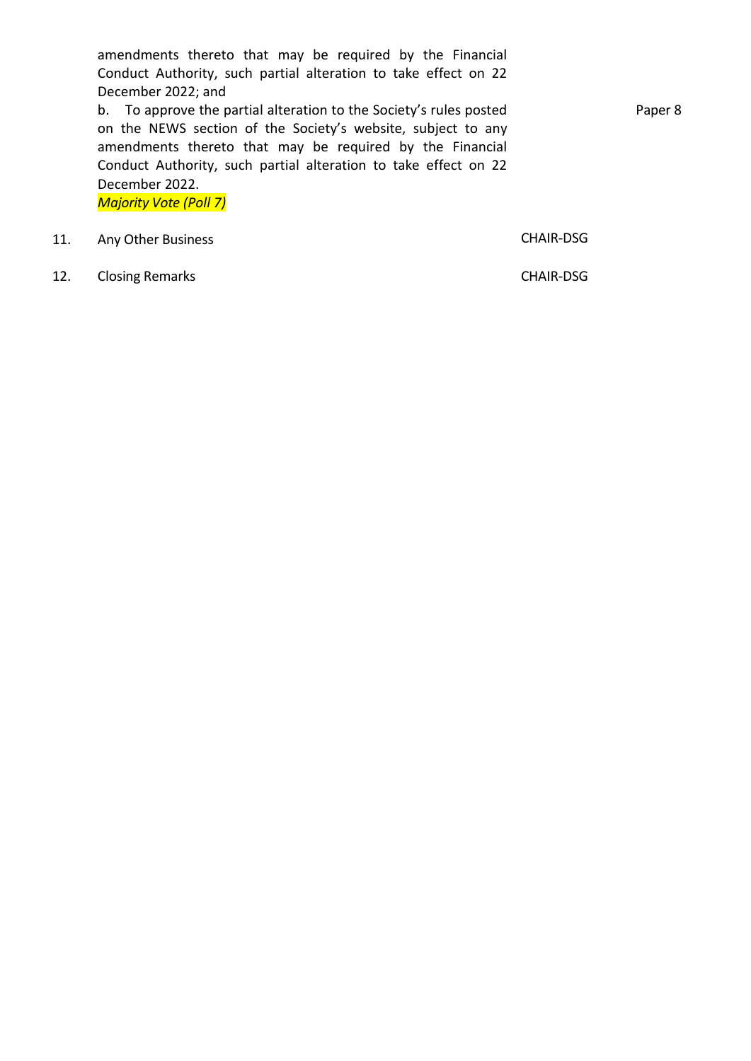| | | | |
|---|---|---|---|
| | amendments thereto that may be required by the Financial Conduct Authority, such partial alteration to take effect on 22 December 2022; and<br>b. To approve the partial alteration to the Society's rules posted on the NEWS section of the Society's website, subject to any amendments thereto that may be required by the Financial Conduct Authority, such partial alteration to take effect on 22 December 2022.<br>*Majority Vote (Poll 7)* | | Paper 8 |
| 11. | Any Other Business | CHAIR-DSG | |
| 12. | Closing Remarks | CHAIR-DSG | |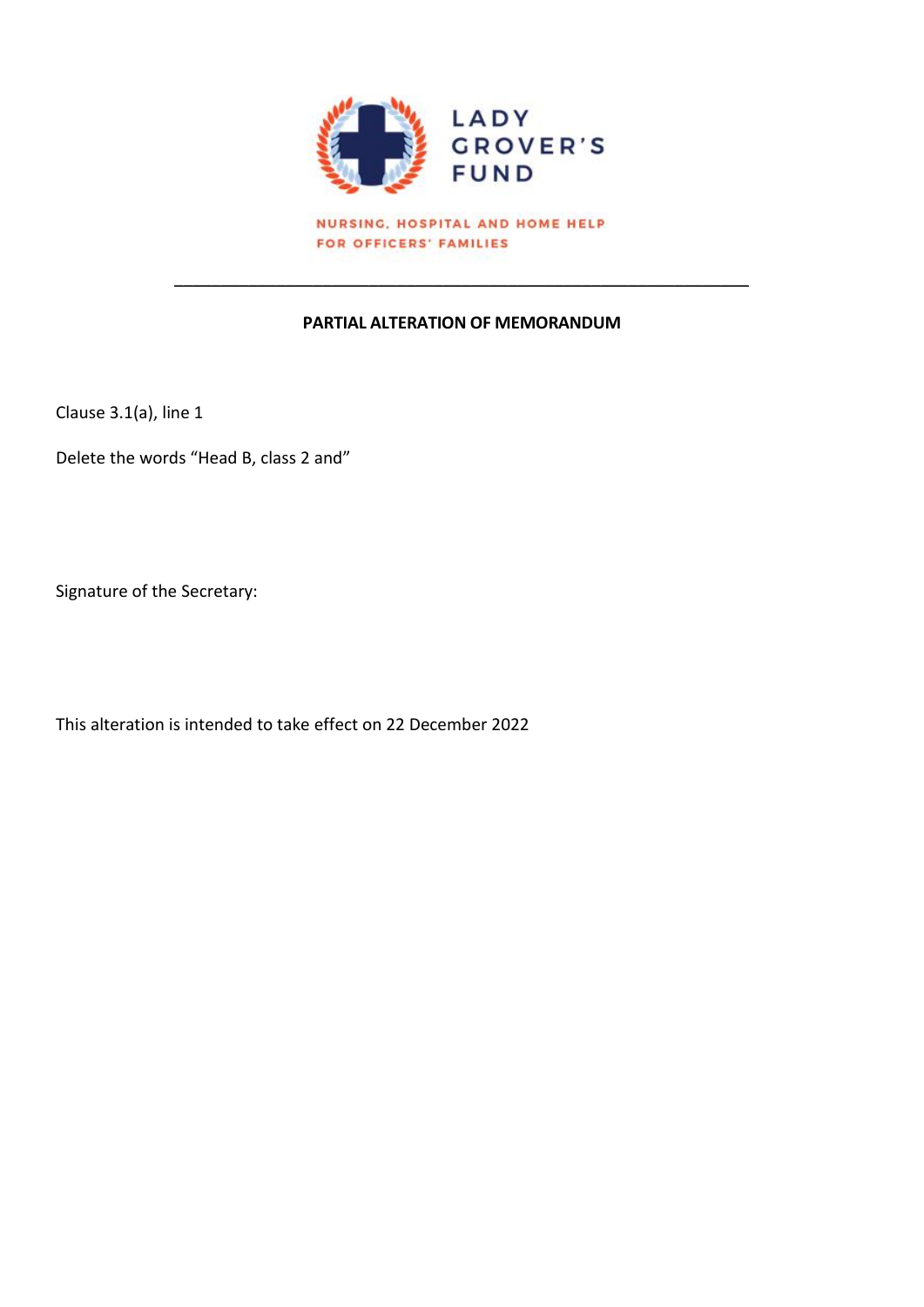LADY GROVER'S FUND

NURSING, HOSPITAL AND HOME HELP FOR OFFICERS' FAMILIES

---

**PARTIAL ALTERATION OF MEMORANDUM**

Clause 3.1(a), line 1

Delete the words "Head B, class 2 and"

Signature of the Secretary:

This alteration is intended to take effect on 22 December 2022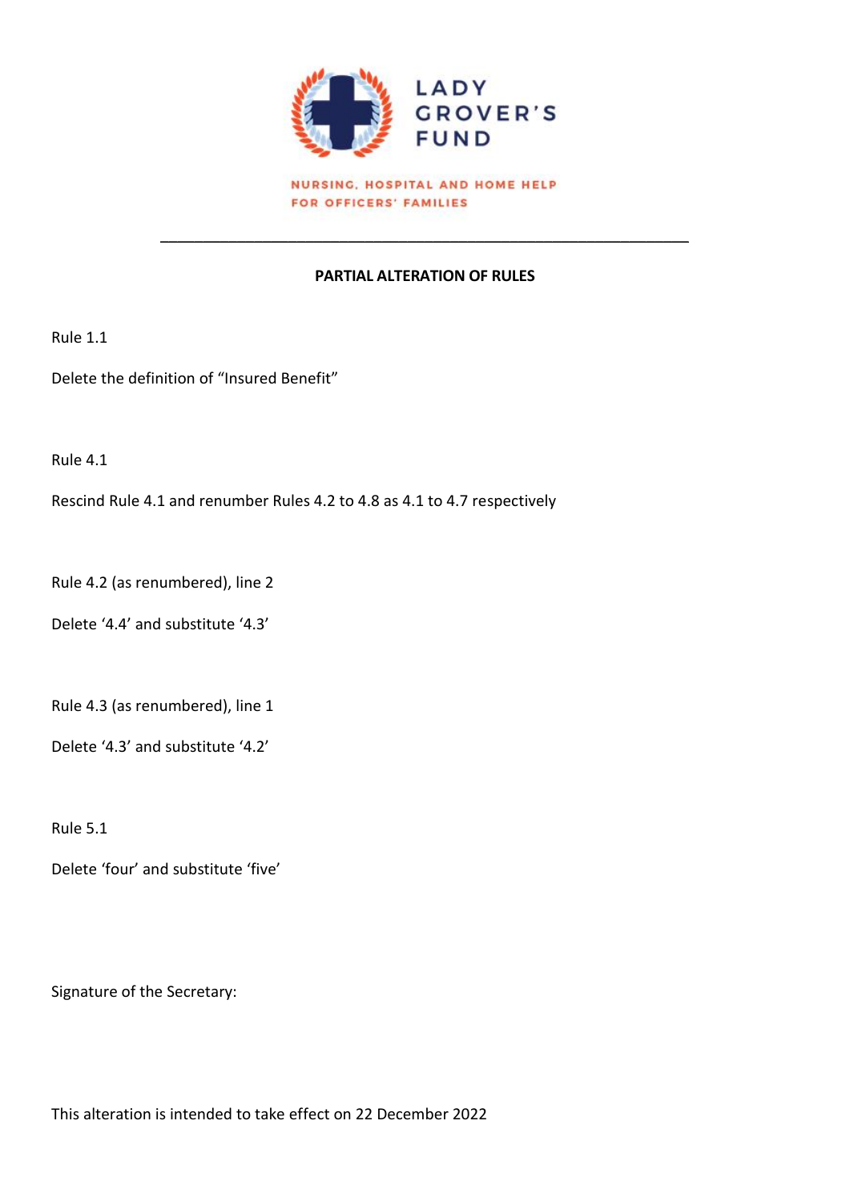LADY GROVER'S FUND

NURSING, HOSPITAL AND HOME HELP FOR OFFICERS' FAMILIES

---

**PARTIAL ALTERATION OF RULES**

Rule 1.1

Delete the definition of "Insured Benefit"

Rule 4.1

Rescind Rule 4.1 and renumber Rules 4.2 to 4.8 as 4.1 to 4.7 respectively

Rule 4.2 (as renumbered), line 2

Delete '4.4' and substitute '4.3'

Rule 4.3 (as renumbered), line 1

Delete '4.3' and substitute '4.2'

Rule 5.1

Delete 'four' and substitute 'five'

Signature of the Secretary:

This alteration is intended to take effect on 22 December 2022